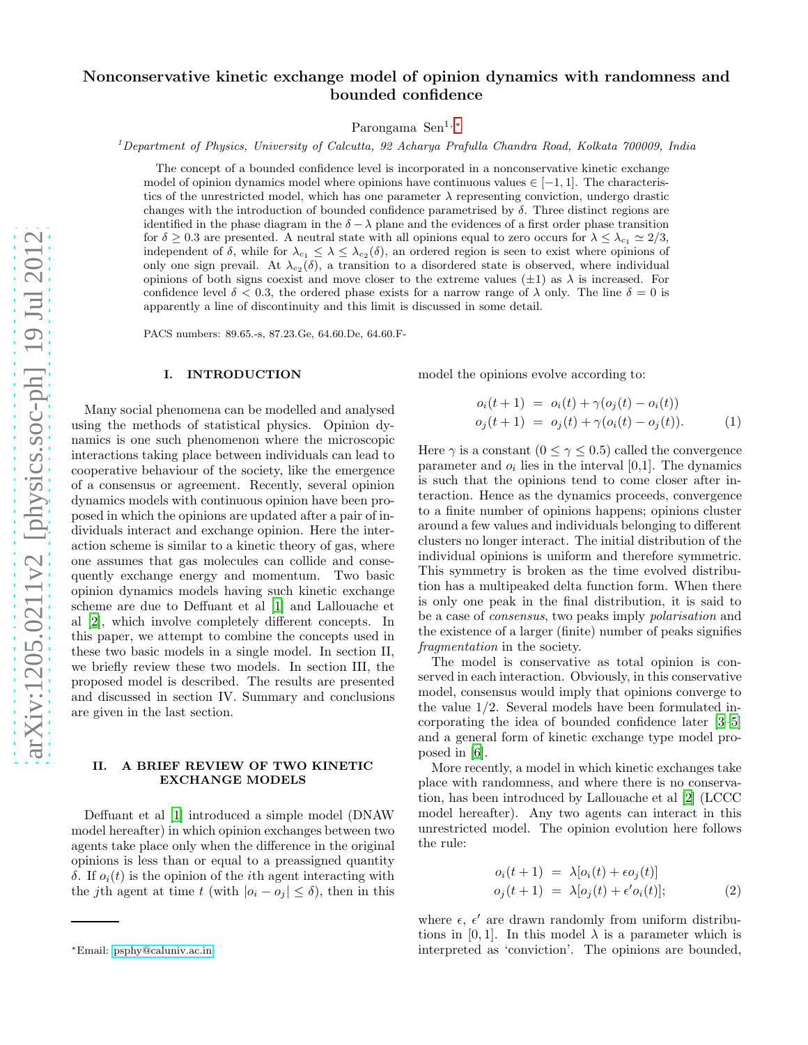# Nonconservative kinetic exchange model of opinion dynamics with randomness and bounded confidence

Parongama Sen[1,*]

[1] *Department of Physics, University of Calcutta, 92 Acharya Prafulla Chandra Road, Kolkata 700009, India*

The concept of a bounded confidence level is incorporated in a nonconservative kinetic exchange model of opinion dynamics model where opinions have continuous values $\in [-1, 1]$. The characteristics of the unrestricted model, which has one parameter $\lambda$ representing conviction, undergo drastic changes with the introduction of bounded confidence parametrised by $\delta$. Three distinct regions are identified in the phase diagram in the $\delta - \lambda$ plane and the evidences of a first order phase transition for $\delta \geq 0.3$ are presented. A neutral state with all opinions equal to zero occurs for $\lambda \leq \lambda_{c_1} \simeq 2/3$, independent of $\delta$, while for $\lambda_{c_1} \leq \lambda \leq \lambda_{c_2}(\delta)$, an ordered region is seen to exist where opinions of only one sign prevail. At $\lambda_{c_2}(\delta)$, a transition to a disordered state is observed, where individual opinions of both signs coexist and move closer to the extreme values ($\pm 1$) as $\lambda$ is increased. For confidence level $\delta < 0.3$, the ordered phase exists for a narrow range of $\lambda$ only. The line $\delta = 0$ is apparently a line of discontinuity and this limit is discussed in some detail.

PACS numbers: 89.65.-s, 87.23.Ge, 64.60.De, 64.60.F-

## I. INTRODUCTION

Many social phenomena can be modelled and analysed using the methods of statistical physics. Opinion dynamics is one such phenomenon where the microscopic interactions taking place between individuals can lead to cooperative behaviour of the society, like the emergence of a consensus or agreement. Recently, several opinion dynamics models with continuous opinion have been proposed in which the opinions are updated after a pair of individuals interact and exchange opinion. Here the interaction scheme is similar to a kinetic theory of gas, where one assumes that gas molecules can collide and consequently exchange energy and momentum. Two basic opinion dynamics models having such kinetic exchange scheme are due to Deffuant et al [1] and Lallouache et al [2], which involve completely different concepts. In this paper, we attempt to combine the concepts used in these two basic models in a single model. In section II, we briefly review these two models. In section III, the proposed model is described. The results are presented and discussed in section IV. Summary and conclusions are given in the last section.

## II. A BRIEF REVIEW OF TWO KINETIC EXCHANGE MODELS

Deffuant et al [1] introduced a simple model (DNAW model hereafter) in which opinion exchanges between two agents take place only when the difference in the original opinions is less than or equal to a preassigned quantity $\delta$. If $o_i(t)$ is the opinion of the $i$th agent interacting with the $j$th agent at time $t$ (with $|o_i - o_j| \leq \delta$), then in this model the opinions evolve according to:

$$
\begin{aligned}
o_i(t+1) &= o_i(t) + \gamma(o_j(t) - o_i(t)) \\
o_j(t+1) &= o_j(t) + \gamma(o_i(t) - o_j(t)).
\end{aligned} \tag{1}
$$

Here $\gamma$ is a constant ($0 \leq \gamma \leq 0.5$) called the convergence parameter and $o_i$ lies in the interval [0,1]. The dynamics is such that the opinions tend to come closer after interaction. Hence as the dynamics proceeds, convergence to a finite number of opinions happens; opinions cluster around a few values and individuals belonging to different clusters no longer interact. The initial distribution of the individual opinions is uniform and therefore symmetric. This symmetry is broken as the time evolved distribution has a multipeaked delta function form. When there is only one peak in the final distribution, it is said to be a case of *consensus*, two peaks imply *polarisation* and the existence of a larger (finite) number of peaks signifies *fragmentation* in the society.

The model is conservative as total opinion is conserved in each interaction. Obviously, in this conservative model, consensus would imply that opinions converge to the value 1/2. Several models have been formulated incorporating the idea of bounded confidence later [3–5] and a general form of kinetic exchange type model proposed in [6].

More recently, a model in which kinetic exchanges take place with randomness, and where there is no conservation, has been introduced by Lallouache et al [2] (LCCC model hereafter). Any two agents can interact in this unrestricted model. The opinion evolution here follows the rule:

$$
\begin{aligned}
o_i(t+1) &= \lambda[o_i(t) + \epsilon o_j(t)] \\
o_j(t+1) &= \lambda[o_j(t) + \epsilon' o_i(t)];
\end{aligned} \tag{2}
$$

where $\epsilon$, $\epsilon'$ are drawn randomly from uniform distributions in [0, 1]. In this model $\lambda$ is a parameter which is interpreted as 'conviction'. The opinions are bounded,

---

*Email: psphy@caluniv.ac.in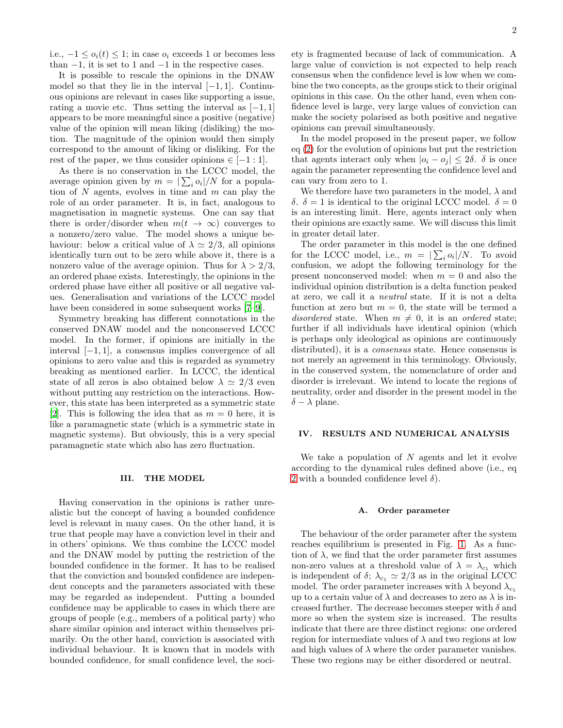i.e., $-1 \leq o_i(t) \leq 1$; in case $o_i$ exceeds 1 or becomes less than $-1$, it is set to 1 and $-1$ in the respective cases.

It is possible to rescale the opinions in the DNAW model so that they lie in the interval $[-1, 1]$. Continuous opinions are relevant in cases like supporting a issue, rating a movie etc. Thus setting the interval as $[-1, 1]$ appears to be more meaningful since a positive (negative) value of the opinion will mean liking (disliking) the motion. The magnitude of the opinion would then simply correspond to the amount of liking or disliking. For the rest of the paper, we thus consider opinions $\in [-1 : 1]$.

As there is no conservation in the LCCC model, the average opinion given by $m = |\sum_i o_i|/N$ for a population of $N$ agents, evolves in time and $m$ can play the role of an order parameter. It is, in fact, analogous to magnetisation in magnetic systems. One can say that there is order/disorder when $m(t \to \infty)$ converges to a nonzero/zero value. The model shows a unique behaviour: below a critical value of $\lambda \simeq 2/3$, all opinions identically turn out to be zero while above it, there is a nonzero value of the average opinion. Thus for $\lambda > 2/3$, an ordered phase exists. Interestingly, the opinions in the ordered phase have either all positive or all negative values. Generalisation and variations of the LCCC model have been considered in some subsequent works [7–9].

Symmetry breaking has different connotations in the conserved DNAW model and the nonconserved LCCC model. In the former, if opinions are initially in the interval $[-1, 1]$, a consensus implies convergence of all opinions to zero value and this is regarded as symmetry breaking as mentioned earlier. In LCCC, the identical state of all zeros is also obtained below $\lambda \simeq 2/3$ even without putting any restriction on the interactions. However, this state has been interpreted as a symmetric state [2]. This is following the idea that as $m = 0$ here, it is like a paramagnetic state (which is a symmetric state in magnetic systems). But obviously, this is a very special paramagnetic state which also has zero fluctuation.

## III. THE MODEL

Having conservation in the opinions is rather unrealistic but the concept of having a bounded confidence level is relevant in many cases. On the other hand, it is true that people may have a conviction level in their and in others' opinions. We thus combine the LCCC model and the DNAW model by putting the restriction of the bounded confidence in the former. It has to be realised that the conviction and bounded confidence are independent concepts and the parameters associated with these may be regarded as independent. Putting a bounded confidence may be applicable to cases in which there are groups of people (e.g., members of a political party) who share similar opinion and interact within themselves primarily. On the other hand, conviction is associated with individual behaviour. It is known that in models with bounded confidence, for small confidence level, the society is fragmented because of lack of communication. A large value of conviction is not expected to help reach consensus when the confidence level is low when we combine the two concepts, as the groups stick to their original opinions in this case. On the other hand, even when confidence level is large, very large values of conviction can make the society polarised as both positive and negative opinions can prevail simultaneously.

In the model proposed in the present paper, we follow eq (2) for the evolution of opinions but put the restriction that agents interact only when $|o_i - o_j| \leq 2\delta$. $\delta$ is once again the parameter representing the confidence level and can vary from zero to 1.

We therefore have two parameters in the model, $\lambda$ and $\delta$. $\delta = 1$ is identical to the original LCCC model. $\delta = 0$ is an interesting limit. Here, agents interact only when their opinions are exactly same. We will discuss this limit in greater detail later.

The order parameter in this model is the one defined for the LCCC model, i.e., $m = |\sum_i o_i|/N$. To avoid confusion, we adopt the following terminology for the present nonconserved model: when $m = 0$ and also the individual opinion distribution is a delta function peaked at zero, we call it a *neutral* state. If it is not a delta function at zero but $m = 0$, the state will be termed a *disordered* state. When $m \neq 0$, it is an *ordered* state; further if all individuals have identical opinion (which is perhaps only ideological as opinions are continuously distributed), it is a *consensus* state. Hence consensus is not merely an agreement in this terminology. Obviously, in the conserved system, the nomenclature of order and disorder is irrelevant. We intend to locate the regions of neutrality, order and disorder in the present model in the $\delta - \lambda$ plane.

## IV. RESULTS AND NUMERICAL ANALYSIS

We take a population of $N$ agents and let it evolve according to the dynamical rules defined above (i.e., eq 2 with a bounded confidence level $\delta$).

### A. Order parameter

The behaviour of the order parameter after the system reaches equilibrium is presented in Fig. 1. As a function of $\lambda$, we find that the order parameter first assumes non-zero values at a threshold value of $\lambda = \lambda_{c_1}$ which is independent of $\delta$; $\lambda_{c_1} \simeq 2/3$ as in the original LCCC model. The order parameter increases with $\lambda$ beyond $\lambda_{c_1}$ up to a certain value of $\lambda$ and decreases to zero as $\lambda$ is increased further. The decrease becomes steeper with $\delta$ and more so when the system size is increased. The results indicate that there are three distinct regions: one ordered region for intermediate values of $\lambda$ and two regions at low and high values of $\lambda$ where the order parameter vanishes. These two regions may be either disordered or neutral.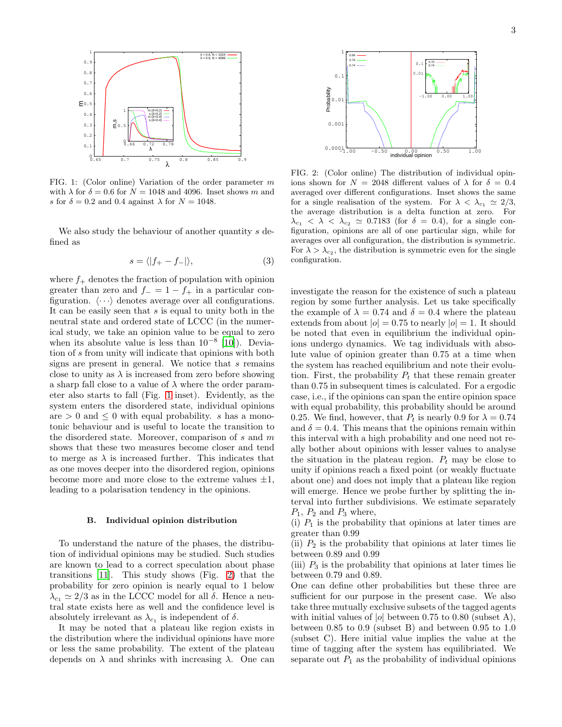FIG. 1: (Color online) Variation of the order parameter $m$ with $\lambda$ for $\delta = 0.6$ for $N = 1048$ and 4096. Inset shows $m$ and $s$ for $\delta = 0.2$ and 0.4 against $\lambda$ for $N = 1048$.

We also study the behaviour of another quantity $s$ defined as

$$s = \langle |f_+ - f_-| \rangle, \tag{3}$$

where $f_+$ denotes the fraction of population with opinion greater than zero and $f_- = 1 - f_+$ in a particular configuration. $\langle \cdots \rangle$ denotes average over all configurations. It can be easily seen that $s$ is equal to unity both in the neutral state and ordered state of LCCC (in the numerical study, we take an opinion value to be equal to zero when its absolute value is less than $10^{-8}$ [10]). Deviation of $s$ from unity will indicate that opinions with both signs are present in general. We notice that $s$ remains close to unity as $\lambda$ is increased from zero before showing a sharp fall close to a value of $\lambda$ where the order parameter also starts to fall (Fig. 1 inset). Evidently, as the system enters the disordered state, individual opinions are $> 0$ and $\leq 0$ with equal probability. $s$ has a monotonic behaviour and is useful to locate the transition to the disordered state. Moreover, comparison of $s$ and $m$ shows that these two measures become closer and tend to merge as $\lambda$ is increased further. This indicates that as one moves deeper into the disordered region, opinions become more and more close to the extreme values $\pm 1$, leading to a polarisation tendency in the opinions.

### B. Individual opinion distribution

To understand the nature of the phases, the distribution of individual opinions may be studied. Such studies are known to lead to a correct speculation about phase transitions [11]. This study shows (Fig. 2) that the probability for zero opinion is nearly equal to 1 below $\lambda_{c_1} \simeq 2/3$ as in the LCCC model for all $\delta$. Hence a neutral state exists here as well and the confidence level is absolutely irrelevant as $\lambda_{c_1}$ is independent of $\delta$.

It may be noted that a plateau like region exists in the distribution where the individual opinions have more or less the same probability. The extent of the plateau depends on $\lambda$ and shrinks with increasing $\lambda$. One can

FIG. 2: (Color online) The distribution of individual opinions shown for $N = 2048$ different values of $\lambda$ for $\delta = 0.4$ averaged over different configurations. Inset shows the same for a single realisation of the system. For $\lambda < \lambda_{c_1} \simeq 2/3$, the average distribution is a delta function at zero. For $\lambda_{c_1} < \lambda < \lambda_{c_2} \simeq 0.7183$ (for $\delta = 0.4$), for a single configuration, opinions are all of one particular sign, while for averages over all configuration, the distribution is symmetric. For $\lambda > \lambda_{c_2}$, the distribution is symmetric even for the single configuration.

investigate the reason for the existence of such a plateau region by some further analysis. Let us take specifically the example of $\lambda = 0.74$ and $\delta = 0.4$ where the plateau extends from about $|o| = 0.75$ to nearly $|o| = 1$. It should be noted that even in equilibrium the individual opinions undergo dynamics. We tag individuals with absolute value of opinion greater than 0.75 at a time when the system has reached equilibrium and note their evolution. First, the probability $P_t$ that these remain greater than 0.75 in subsequent times is calculated. For a ergodic case, i.e., if the opinions can span the entire opinion space with equal probability, this probability should be around 0.25. We find, however, that $P_t$ is nearly 0.9 for $\lambda = 0.74$ and $\delta = 0.4$. This means that the opinions remain within this interval with a high probability and one need not really bother about opinions with lesser values to analyse the situation in the plateau region. $P_t$ may be close to unity if opinions reach a fixed point (or weakly fluctuate about one) and does not imply that a plateau like region will emerge. Hence we probe further by splitting the interval into further subdivisions. We estimate separately $P_1$, $P_2$ and $P_3$ where,

(i) $P_1$ is the probability that opinions at later times are greater than 0.99

(ii) $P_2$ is the probability that opinions at later times lie between 0.89 and 0.99

(iii) $P_3$ is the probability that opinions at later times lie between 0.79 and 0.89.

One can define other probabilities but these three are sufficient for our purpose in the present case. We also take three mutually exclusive subsets of the tagged agents with initial values of $|o|$ between 0.75 to 0.80 (subset A), between 0.85 to 0.9 (subset B) and between 0.95 to 1.0 (subset C). Here initial value implies the value at the time of tagging after the system has equilibriated. We separate out $P_1$ as the probability of individual opinions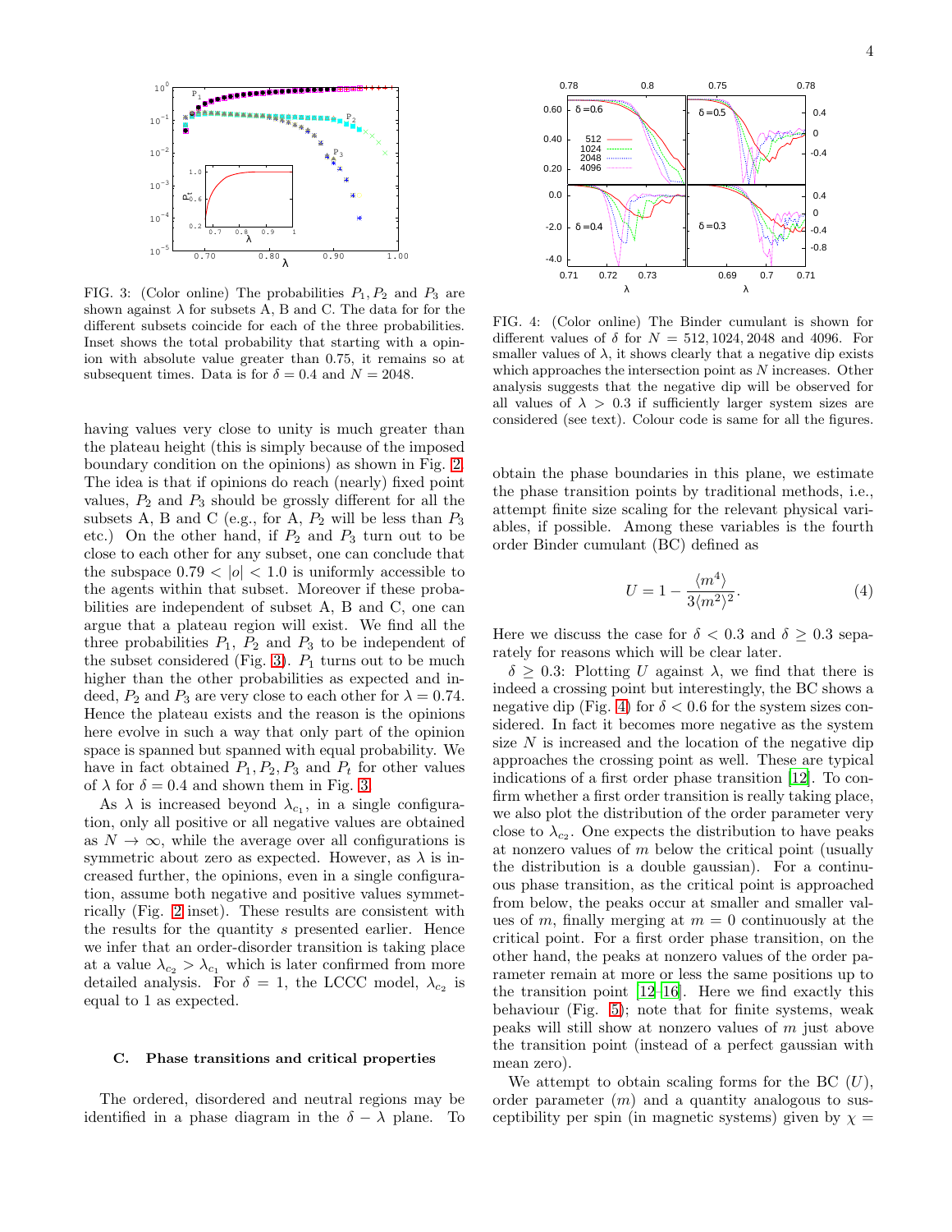FIG. 3: (Color online) The probabilities $P_1, P_2$ and $P_3$ are shown against $\lambda$ for subsets A, B and C. The data for for the different subsets coincide for each of the three probabilities. Inset shows the total probability that starting with a opinion with absolute value greater than 0.75, it remains so at subsequent times. Data is for $\delta = 0.4$ and $N = 2048$.

having values very close to unity is much greater than the plateau height (this is simply because of the imposed boundary condition on the opinions) as shown in Fig. 2. The idea is that if opinions do reach (nearly) fixed point values, $P_2$ and $P_3$ should be grossly different for all the subsets A, B and C (e.g., for A, $P_2$ will be less than $P_3$ etc.) On the other hand, if $P_2$ and $P_3$ turn out to be close to each other for any subset, one can conclude that the subspace $0.79 < |o| < 1.0$ is uniformly accessible to the agents within that subset. Moreover if these probabilities are independent of subset A, B and C, one can argue that a plateau region will exist. We find all the three probabilities $P_1$, $P_2$ and $P_3$ to be independent of the subset considered (Fig. 3). $P_1$ turns out to be much higher than the other probabilities as expected and indeed, $P_2$ and $P_3$ are very close to each other for $\lambda = 0.74$. Hence the plateau exists and the reason is the opinions here evolve in such a way that only part of the opinion space is spanned but spanned with equal probability. We have in fact obtained $P_1, P_2, P_3$ and $P_t$ for other values of $\lambda$ for $\delta = 0.4$ and shown them in Fig. 3

As $\lambda$ is increased beyond $\lambda_{c_1}$, in a single configuration, only all positive or all negative values are obtained as $N \to \infty$, while the average over all configurations is symmetric about zero as expected. However, as $\lambda$ is increased further, the opinions, even in a single configuration, assume both negative and positive values symmetrically (Fig. 2 inset). These results are consistent with the results for the quantity $s$ presented earlier. Hence we infer that an order-disorder transition is taking place at a value $\lambda_{c_2} > \lambda_{c_1}$ which is later confirmed from more detailed analysis. For $\delta = 1$, the LCCC model, $\lambda_{c_2}$ is equal to 1 as expected.

### C. Phase transitions and critical properties

The ordered, disordered and neutral regions may be identified in a phase diagram in the $\delta - \lambda$ plane. To obtain the phase boundaries in this plane, we estimate the phase transition points by traditional methods, i.e., attempt finite size scaling for the relevant physical variables, if possible. Among these variables is the fourth order Binder cumulant (BC) defined as

$$U = 1 - \frac{\langle m^4 \rangle}{3\langle m^2 \rangle^2}. \quad (4)$$

Here we discuss the case for $\delta < 0.3$ and $\delta \geq 0.3$ separately for reasons which will be clear later.

$\delta \geq 0.3$: Plotting $U$ against $\lambda$, we find that there is indeed a crossing point but interestingly, the BC shows a negative dip (Fig. 4) for $\delta < 0.6$ for the system sizes considered. In fact it becomes more negative as the system size $N$ is increased and the location of the negative dip approaches the crossing point as well. These are typical indications of a first order phase transition [12]. To confirm whether a first order transition is really taking place, we also plot the distribution of the order parameter very close to $\lambda_{c_2}$. One expects the distribution to have peaks at nonzero values of $m$ below the critical point (usually the distribution is a double gaussian). For a continuous phase transition, as the critical point is approached from below, the peaks occur at smaller and smaller values of $m$, finally merging at $m = 0$ continuously at the critical point. For a first order phase transition, on the other hand, the peaks at nonzero values of the order parameter remain at more or less the same positions up to the transition point [12–16]. Here we find exactly this behaviour (Fig. 5); note that for finite systems, weak peaks will still show at nonzero values of $m$ just above the transition point (instead of a perfect gaussian with mean zero).

FIG. 4: (Color online) The Binder cumulant is shown for different values of $\delta$ for $N = 512, 1024, 2048$ and $4096$. For smaller values of $\lambda$, it shows clearly that a negative dip exists which approaches the intersection point as $N$ increases. Other analysis suggests that the negative dip will be observed for all values of $\lambda > 0.3$ if sufficiently larger system sizes are considered (see text). Colour code is same for all the figures.

We attempt to obtain scaling forms for the BC ($U$), order parameter ($m$) and a quantity analogous to susceptibility per spin (in magnetic systems) given by $\chi =$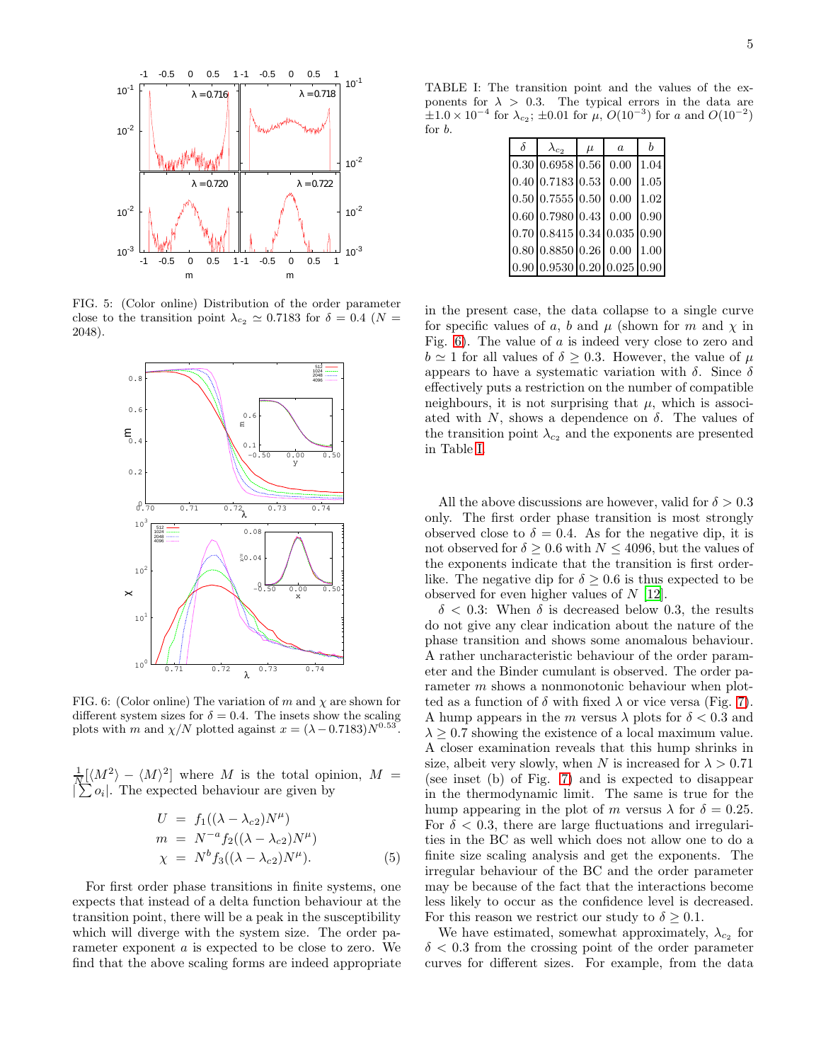FIG. 5: (Color online) Distribution of the order parameter close to the transition point $\lambda_{c_2} \simeq 0.7183$ for $\delta = 0.4$ ($N = 2048$).

FIG. 6: (Color online) The variation of $m$ and $\chi$ are shown for different system sizes for $\delta = 0.4$. The insets show the scaling plots with $m$ and $\chi/N$ plotted against $x = (\lambda - 0.7183)N^{0.53}$.

$\frac{1}{N}[\langle M^2 \rangle - \langle M \rangle^2]$ where $M$ is the total opinion, $M = |\sum o_i|$. The expected behaviour are given by

$$
\begin{aligned}
U &= f_1((\lambda - \lambda_{c2})N^{\mu}) \\
m &= N^{-a} f_2((\lambda - \lambda_{c2})N^{\mu}) \\
\chi &= N^{b} f_3((\lambda - \lambda_{c2})N^{\mu}).
\end{aligned} \tag{5}
$$

For first order phase transitions in finite systems, one expects that instead of a delta function behaviour at the transition point, there will be a peak in the susceptibility which will diverge with the system size. The order parameter exponent $a$ is expected to be close to zero. We find that the above scaling forms are indeed appropriate in the present case, the data collapse to a single curve for specific values of $a$, $b$ and $\mu$ (shown for $m$ and $\chi$ in Fig. 6). The value of $a$ is indeed very close to zero and $b \simeq 1$ for all values of $\delta \geq 0.3$. However, the value of $\mu$ appears to have a systematic variation with $\delta$. Since $\delta$ effectively puts a restriction on the number of compatible neighbours, it is not surprising that $\mu$, which is associated with $N$, shows a dependence on $\delta$. The values of the transition point $\lambda_{c_2}$ and the exponents are presented in Table I.

TABLE I: The transition point and the values of the exponents for $\lambda > 0.3$. The typical errors in the data are $\pm 1.0 \times 10^{-4}$ for $\lambda_{c_2}$; $\pm 0.01$ for $\mu$, $O(10^{-3})$ for $a$ and $O(10^{-2})$ for $b$.

| $\delta$ | $\lambda_{c_2}$ | $\mu$ | $a$ | $b$ |
|---|---|---|---|---|
| 0.30 | 0.6958 | 0.56 | 0.00 | 1.04 |
| 0.40 | 0.7183 | 0.53 | 0.00 | 1.05 |
| 0.50 | 0.7555 | 0.50 | 0.00 | 1.02 |
| 0.60 | 0.7980 | 0.43 | 0.00 | 0.90 |
| 0.70 | 0.8415 | 0.34 | 0.035 | 0.90 |
| 0.80 | 0.8850 | 0.26 | 0.00 | 1.00 |
| 0.90 | 0.9530 | 0.20 | 0.025 | 0.90 |

All the above discussions are however, valid for $\delta > 0.3$ only. The first order phase transition is most strongly observed close to $\delta = 0.4$. As for the negative dip, it is not observed for $\delta \geq 0.6$ with $N \leq 4096$, but the values of the exponents indicate that the transition is first order-like. The negative dip for $\delta \geq 0.6$ is thus expected to be observed for even higher values of $N$ [12].

$\delta < 0.3$: When $\delta$ is decreased below 0.3, the results do not give any clear indication about the nature of the phase transition and shows some anomalous behaviour. A rather uncharacteristic behaviour of the order parameter and the Binder cumulant is observed. The order parameter $m$ shows a nonmonotonic behaviour when plotted as a function of $\delta$ with fixed $\lambda$ or vice versa (Fig. 7). A hump appears in the $m$ versus $\lambda$ plots for $\delta < 0.3$ and $\lambda \geq 0.7$ showing the existence of a local maximum value. A closer examination reveals that this hump shrinks in size, albeit very slowly, when $N$ is increased for $\lambda > 0.71$ (see inset (b) of Fig. 7) and is expected to disappear in the thermodynamic limit. The same is true for the hump appearing in the plot of $m$ versus $\lambda$ for $\delta = 0.25$. For $\delta < 0.3$, there are large fluctuations and irregularities in the BC as well which does not allow one to do a finite size scaling analysis and get the exponents. The irregular behaviour of the BC and the order parameter may be because of the fact that the interactions become less likely to occur as the confidence level is decreased. For this reason we restrict our study to $\delta \geq 0.1$.

We have estimated, somewhat approximately, $\lambda_{c_2}$ for $\delta < 0.3$ from the crossing point of the order parameter curves for different sizes. For example, from the data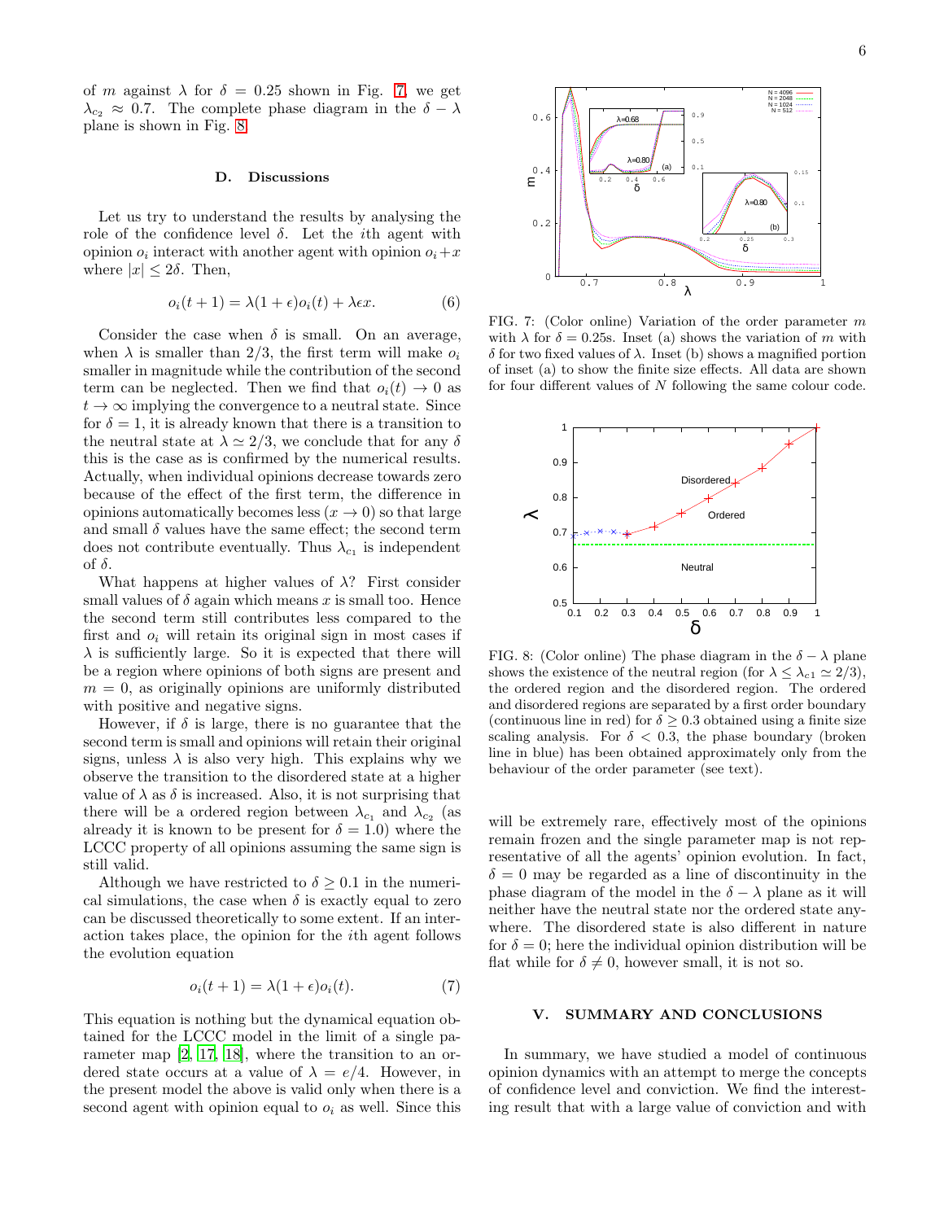of $m$ against $\lambda$ for $\delta = 0.25$ shown in Fig. 7, we get $\lambda_{c_2} \approx 0.7$. The complete phase diagram in the $\delta - \lambda$ plane is shown in Fig. 8.

### D. Discussions

Let us try to understand the results by analysing the role of the confidence level $\delta$. Let the $i$th agent with opinion $o_i$ interact with another agent with opinion $o_i + x$ where $|x| \leq 2\delta$. Then,

$$o_i(t+1) = \lambda(1+\epsilon)o_i(t) + \lambda\epsilon x. \quad (6)$$

Consider the case when $\delta$ is small. On an average, when $\lambda$ is smaller than $2/3$, the first term will make $o_i$ smaller in magnitude while the contribution of the second term can be neglected. Then we find that $o_i(t) \to 0$ as $t \to \infty$ implying the convergence to a neutral state. Since for $\delta = 1$, it is already known that there is a transition to the neutral state at $\lambda \simeq 2/3$, we conclude that for any $\delta$ this is the case as is confirmed by the numerical results. Actually, when individual opinions decrease towards zero because of the effect of the first term, the difference in opinions automatically becomes less ($x \to 0$) so that large and small $\delta$ values have the same effect; the second term does not contribute eventually. Thus $\lambda_{c_1}$ is independent of $\delta$.

What happens at higher values of $\lambda$? First consider small values of $\delta$ again which means $x$ is small too. Hence the second term still contributes less compared to the first and $o_i$ will retain its original sign in most cases if $\lambda$ is sufficiently large. So it is expected that there will be a region where opinions of both signs are present and $m = 0$, as originally opinions are uniformly distributed with positive and negative signs.

However, if $\delta$ is large, there is no guarantee that the second term is small and opinions will retain their original signs, unless $\lambda$ is also very high. This explains why we observe the transition to the disordered state at a higher value of $\lambda$ as $\delta$ is increased. Also, it is not surprising that there will be a ordered region between $\lambda_{c_1}$ and $\lambda_{c_2}$ (as already it is known to be present for $\delta = 1.0$) where the LCCC property of all opinions assuming the same sign is still valid.

Although we have restricted to $\delta \geq 0.1$ in the numerical simulations, the case when $\delta$ is exactly equal to zero can be discussed theoretically to some extent. If an interaction takes place, the opinion for the $i$th agent follows the evolution equation

$$o_i(t+1) = \lambda(1+\epsilon)o_i(t). \quad (7)$$

This equation is nothing but the dynamical equation obtained for the LCCC model in the limit of a single parameter map [2, 17, 18], where the transition to an ordered state occurs at a value of $\lambda = e/4$. However, in the present model the above is valid only when there is a second agent with opinion equal to $o_i$ as well. Since this will be extremely rare, effectively most of the opinions remain frozen and the single parameter map is not representative of all the agents' opinion evolution. In fact, $\delta = 0$ may be regarded as a line of discontinuity in the phase diagram of the model in the $\delta - \lambda$ plane as it will neither have the neutral state nor the ordered state anywhere. The disordered state is also different in nature for $\delta = 0$; here the individual opinion distribution will be flat while for $\delta \neq 0$, however small, it is not so.

FIG. 7: (Color online) Variation of the order parameter $m$ with $\lambda$ for $\delta = 0.25$s. Inset (a) shows the variation of $m$ with $\delta$ for two fixed values of $\lambda$. Inset (b) shows a magnified portion of inset (a) to show the finite size effects. All data are shown for four different values of $N$ following the same colour code.

FIG. 8: (Color online) The phase diagram in the $\delta - \lambda$ plane shows the existence of the neutral region (for $\lambda \leq \lambda_{c1} \simeq 2/3$), the ordered region and the disordered region. The ordered and disordered regions are separated by a first order boundary (continuous line in red) for $\delta \geq 0.3$ obtained using a finite size scaling analysis. For $\delta < 0.3$, the phase boundary (broken line in blue) has been obtained approximately only from the behaviour of the order parameter (see text).

## V. SUMMARY AND CONCLUSIONS

In summary, we have studied a model of continuous opinion dynamics with an attempt to merge the concepts of confidence level and conviction. We find the interesting result that with a large value of conviction and with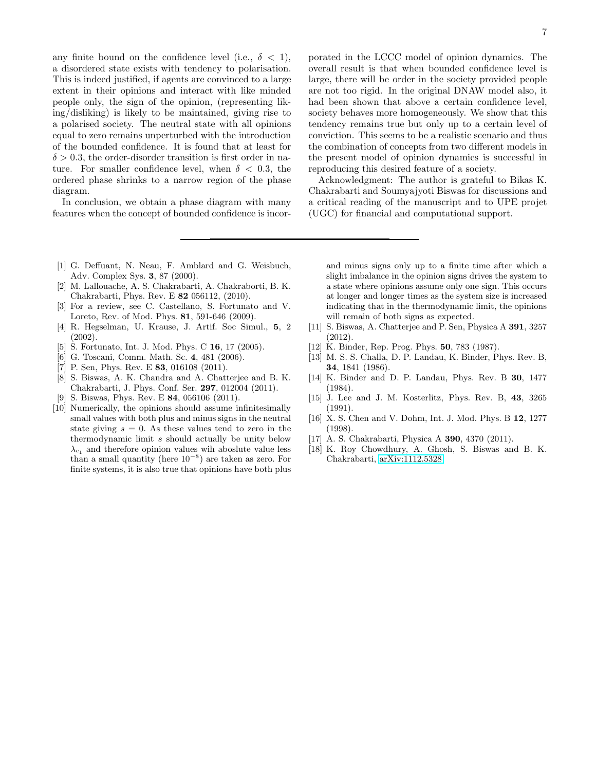any finite bound on the confidence level (i.e., $\delta < 1$), a disordered state exists with tendency to polarisation. This is indeed justified, if agents are convinced to a large extent in their opinions and interact with like minded people only, the sign of the opinion, (representing liking/disliking) is likely to be maintained, giving rise to a polarised society. The neutral state with all opinions equal to zero remains unperturbed with the introduction of the bounded confidence. It is found that at least for $\delta > 0.3$, the order-disorder transition is first order in nature. For smaller confidence level, when $\delta < 0.3$, the ordered phase shrinks to a narrow region of the phase diagram.

In conclusion, we obtain a phase diagram with many features when the concept of bounded confidence is incorporated in the LCCC model of opinion dynamics. The overall result is that when bounded confidence level is large, there will be order in the society provided people are not too rigid. In the original DNAW model also, it had been shown that above a certain confidence level, society behaves more homogeneously. We show that this tendency remains true but only up to a certain level of conviction. This seems to be a realistic scenario and thus the combination of concepts from two different models in the present model of opinion dynamics is successful in reproducing this desired feature of a society.

Acknowledgment: The author is grateful to Bikas K. Chakrabarti and Soumyajyoti Biswas for discussions and a critical reading of the manuscript and to UPE projet (UGC) for financial and computational support.

---

[1] G. Deffuant, N. Neau, F. Amblard and G. Weisbuch, Adv. Complex Sys. **3**, 87 (2000).

[2] M. Lallouache, A. S. Chakrabarti, A. Chakraborti, B. K. Chakrabarti, Phys. Rev. E **82** 056112, (2010).

[3] For a review, see C. Castellano, S. Fortunato and V. Loreto, Rev. of Mod. Phys. **81**, 591-646 (2009).

[4] R. Hegselman, U. Krause, J. Artif. Soc Simul., **5**, 2 (2002).

[5] S. Fortunato, Int. J. Mod. Phys. C **16**, 17 (2005).

[6] G. Toscani, Comm. Math. Sc. **4**, 481 (2006).

[7] P. Sen, Phys. Rev. E **83**, 016108 (2011).

[8] S. Biswas, A. K. Chandra and A. Chatterjee and B. K. Chakrabarti, J. Phys. Conf. Ser. **297**, 012004 (2011).

[9] S. Biswas, Phys. Rev. E **84**, 056106 (2011).

[10] Numerically, the opinions should assume infinitesimally small values with both plus and minus signs in the neutral state giving $s = 0$. As these values tend to zero in the thermodynamic limit $s$ should actually be unity below $\lambda_{c_1}$ and therefore opinion values wih aboslute value less than a small quantity (here $10^{-8}$) are taken as zero. For finite systems, it is also true that opinions have both plus and minus signs only up to a finite time after which a slight imbalance in the opinion signs drives the system to a state where opinions assume only one sign. This occurs at longer and longer times as the system size is increased indicating that in the thermodynamic limit, the opinions will remain of both signs as expected.

[11] S. Biswas, A. Chatterjee and P. Sen, Physica A **391**, 3257 (2012).

[12] K. Binder, Rep. Prog. Phys. **50**, 783 (1987).

[13] M. S. S. Challa, D. P. Landau, K. Binder, Phys. Rev. B, **34**, 1841 (1986).

[14] K. Binder and D. P. Landau, Phys. Rev. B **30**, 1477 (1984).

[15] J. Lee and J. M. Kosterlitz, Phys. Rev. B, **43**, 3265 (1991).

[16] X. S. Chen and V. Dohm, Int. J. Mod. Phys. B **12**, 1277 (1998).

[17] A. S. Chakrabarti, Physica A **390**, 4370 (2011).

[18] K. Roy Chowdhury, A. Ghosh, S. Biswas and B. K. Chakrabarti, arXiv:1112.5328